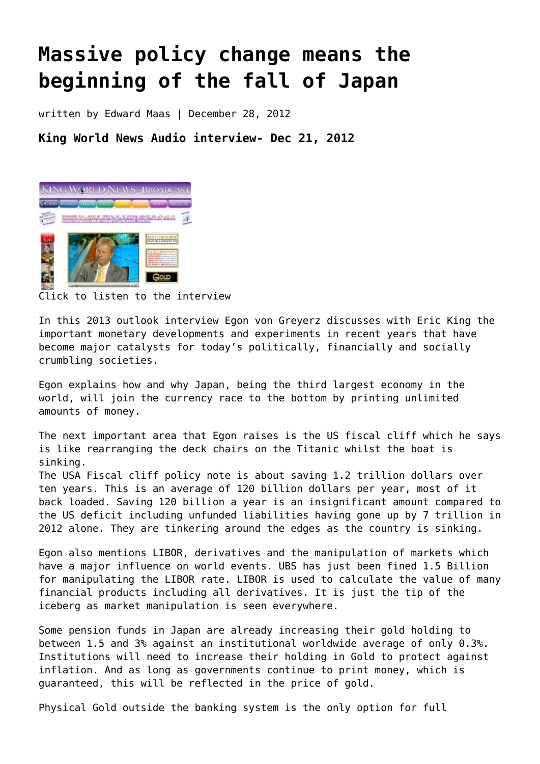# Massive policy change means the beginning of the fall of Japan

written by Edward Maas | December 28, 2012

### King World News Audio interview- Dec 21, 2012

Click to listen to the interview

In this 2013 outlook interview Egon von Greyerz discusses with Eric King the important monetary developments and experiments in recent years that have become major catalysts for today's politically, financially and socially crumbling societies.

Egon explains how and why Japan, being the third largest economy in the world, will join the currency race to the bottom by printing unlimited amounts of money.

The next important area that Egon raises is the US fiscal cliff which he says is like rearranging the deck chairs on the Titanic whilst the boat is sinking.
The USA Fiscal cliff policy note is about saving 1.2 trillion dollars over ten years. This is an average of 120 billion dollars per year, most of it back loaded. Saving 120 billion a year is an insignificant amount compared to the US deficit including unfunded liabilities having gone up by 7 trillion in 2012 alone. They are tinkering around the edges as the country is sinking.

Egon also mentions LIBOR, derivatives and the manipulation of markets which have a major influence on world events. UBS has just been fined 1.5 Billion for manipulating the LIBOR rate. LIBOR is used to calculate the value of many financial products including all derivatives. It is just the tip of the iceberg as market manipulation is seen everywhere.

Some pension funds in Japan are already increasing their gold holding to between 1.5 and 3% against an institutional worldwide average of only 0.3%. Institutions will need to increase their holding in Gold to protect against inflation. And as long as governments continue to print money, which is guaranteed, this will be reflected in the price of gold.

Physical Gold outside the banking system is the only option for full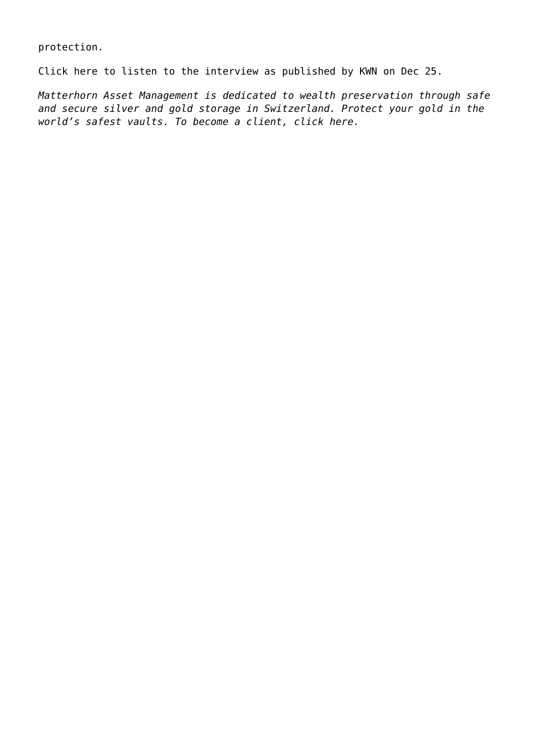protection.

Click here to listen to the interview as published by KWN on Dec 25.

*Matterhorn Asset Management is dedicated to wealth preservation through safe and secure silver and gold storage in Switzerland. Protect your gold in the world's safest vaults. To become a client, click here.*